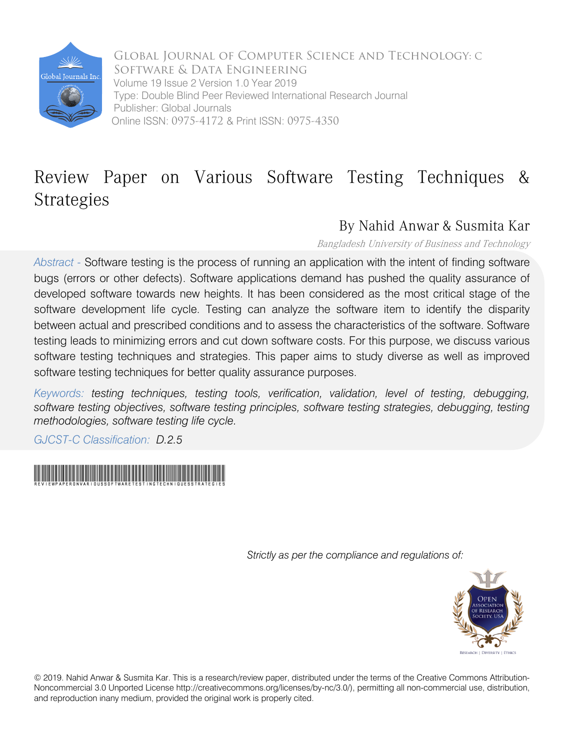Global Journal of Computer Science and Technology: C
Software & Data Engineering
Volume 19 Issue 2 Version 1.0 Year 2019
Type: Double Blind Peer Reviewed International Research Journal
Publisher: Global Journals
Online ISSN: 0975-4172 & Print ISSN: 0975-4350

# Review Paper on Various Software Testing Techniques & Strategies

By Nahid Anwar & Susmita Kar

*Bangladesh University of Business and Technology*

*Abstract -* Software testing is the process of running an application with the intent of finding software bugs (errors or other defects). Software applications demand has pushed the quality assurance of developed software towards new heights. It has been considered as the most critical stage of the software development life cycle. Testing can analyze the software item to identify the disparity between actual and prescribed conditions and to assess the characteristics of the software. Software testing leads to minimizing errors and cut down software costs. For this purpose, we discuss various software testing techniques and strategies. This paper aims to study diverse as well as improved software testing techniques for better quality assurance purposes.

*Keywords: testing techniques, testing tools, verification, validation, level of testing, debugging, software testing objectives, software testing principles, software testing strategies, debugging, testing methodologies, software testing life cycle.*

GJCST-C Classification: *D.2.5*

REVIEWPAPERONVARIOUSSOFTWARETESTINGTECHNIQUESSTRATEGIES

*Strictly as per the compliance and regulations of:*

© 2019. Nahid Anwar & Susmita Kar. This is a research/review paper, distributed under the terms of the Creative Commons Attribution-Noncommercial 3.0 Unported License http://creativecommons.org/licenses/by-nc/3.0/), permitting all non-commercial use, distribution, and reproduction inany medium, provided the original work is properly cited.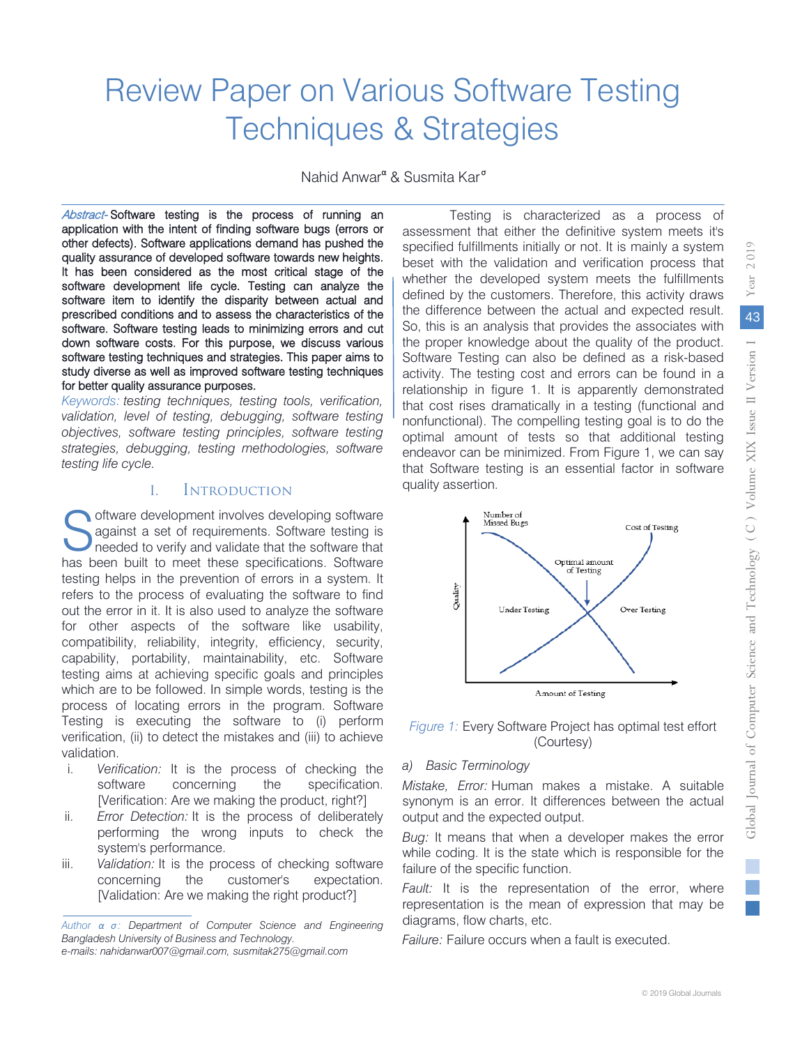# Review Paper on Various Software Testing Techniques & Strategies

Nahid Anwar[α] & Susmita Kar[σ]

*Abstract-* Software testing is the process of running an application with the intent of finding software bugs (errors or other defects). Software applications demand has pushed the quality assurance of developed software towards new heights. It has been considered as the most critical stage of the software development life cycle. Testing can analyze the software item to identify the disparity between actual and prescribed conditions and to assess the characteristics of the software. Software testing leads to minimizing errors and cut down software costs. For this purpose, we discuss various software testing techniques and strategies. This paper aims to study diverse as well as improved software testing techniques for better quality assurance purposes.

*Keywords: testing techniques, testing tools, verification, validation, level of testing, debugging, software testing objectives, software testing principles, software testing strategies, debugging, testing methodologies, software testing life cycle.*

## I. Introduction

Software development involves developing software against a set of requirements. Software testing is needed to verify and validate that the software that has been built to meet these specifications. Software testing helps in the prevention of errors in a system. It refers to the process of evaluating the software to find out the error in it. It is also used to analyze the software for other aspects of the software like usability, compatibility, reliability, integrity, efficiency, security, capability, portability, maintainability, etc. Software testing aims at achieving specific goals and principles which are to be followed. In simple words, testing is the process of locating errors in the program. Software Testing is executing the software to (i) perform verification, (ii) to detect the mistakes and (iii) to achieve validation.

i. *Verification:* It is the process of checking the software concerning the specification. [Verification: Are we making the product, right?]
ii. *Error Detection:* It is the process of deliberately performing the wrong inputs to check the system's performance.
iii. *Validation:* It is the process of checking software concerning the customer's expectation. [Validation: Are we making the right product?]

*Author α σ: Department of Computer Science and Engineering Bangladesh University of Business and Technology.*
*e-mails: nahidanwar007@gmail.com, susmitak275@gmail.com*

Testing is characterized as a process of assessment that either the definitive system meets it's specified fulfillments initially or not. It is mainly a system beset with the validation and verification process that whether the developed system meets the fulfillments defined by the customers. Therefore, this activity draws the difference between the actual and expected result. So, this is an analysis that provides the associates with the proper knowledge about the quality of the product. Software Testing can also be defined as a risk-based activity. The testing cost and errors can be found in a relationship in figure 1. It is apparently demonstrated that cost rises dramatically in a testing (functional and nonfunctional). The compelling testing goal is to do the optimal amount of tests so that additional testing endeavor can be minimized. From Figure 1, we can say that Software testing is an essential factor in software quality assertion.

*Figure 1:* Every Software Project has optimal test effort (Courtesy)

### a) Basic Terminology

*Mistake, Error:* Human makes a mistake. A suitable synonym is an error. It differences between the actual output and the expected output.

*Bug:* It means that when a developer makes the error while coding. It is the state which is responsible for the failure of the specific function.

*Fault:* It is the representation of the error, where representation is the mean of expression that may be diagrams, flow charts, etc.

*Failure:* Failure occurs when a fault is executed.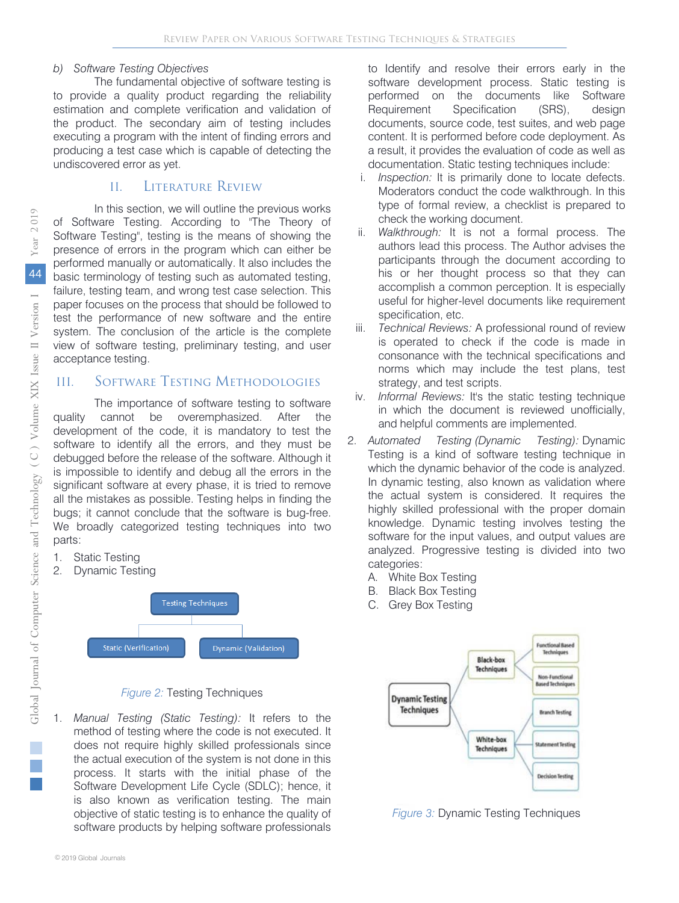b) *Software Testing Objectives*

The fundamental objective of software testing is to provide a quality product regarding the reliability estimation and complete verification and validation of the product. The secondary aim of testing includes executing a program with the intent of finding errors and producing a test case which is capable of detecting the undiscovered error as yet.

## II. Literature Review

In this section, we will outline the previous works of Software Testing. According to "The Theory of Software Testing", testing is the means of showing the presence of errors in the program which can either be performed manually or automatically. It also includes the basic terminology of testing such as automated testing, failure, testing team, and wrong test case selection. This paper focuses on the process that should be followed to test the performance of new software and the entire system. The conclusion of the article is the complete view of software testing, preliminary testing, and user acceptance testing.

## III. Software Testing Methodologies

The importance of software testing to software quality cannot be overemphasized. After the development of the code, it is mandatory to test the software to identify all the errors, and they must be debugged before the release of the software. Although it is impossible to identify and debug all the errors in the significant software at every phase, it is tried to remove all the mistakes as possible. Testing helps in finding the bugs; it cannot conclude that the software is bug-free. We broadly categorized testing techniques into two parts:

1. Static Testing
2. Dynamic Testing

Testing Techniques → Static (Verification), Dynamic (Validation)

*Figure 2:* Testing Techniques

1. *Manual Testing (Static Testing):* It refers to the method of testing where the code is not executed. It does not require highly skilled professionals since the actual execution of the system is not done in this process. It starts with the initial phase of the Software Development Life Cycle (SDLC); hence, it is also known as verification testing. The main objective of static testing is to enhance the quality of software products by helping software professionals to Identify and resolve their errors early in the software development process. Static testing is performed on the documents like Software Requirement Specification (SRS), design documents, source code, test suites, and web page content. It is performed before code deployment. As a result, it provides the evaluation of code as well as documentation. Static testing techniques include:
   1. *Inspection:* It is primarily done to locate defects. Moderators conduct the code walkthrough. In this type of formal review, a checklist is prepared to check the working document.
   2. *Walkthrough:* It is not a formal process. The authors lead this process. The Author advises the participants through the document according to his or her thought process so that they can accomplish a common perception. It is especially useful for higher-level documents like requirement specification, etc.
   3. *Technical Reviews:* A professional round of review is operated to check if the code is made in consonance with the technical specifications and norms which may include the test plans, test strategy, and test scripts.
   4. *Informal Reviews:* It's the static testing technique in which the document is reviewed unofficially, and helpful comments are implemented.
2. *Automated Testing (Dynamic Testing):* Dynamic Testing is a kind of software testing technique in which the dynamic behavior of the code is analyzed. In dynamic testing, also known as validation where the actual system is considered. It requires the highly skilled professional with the proper domain knowledge. Dynamic testing involves testing the software for the input values, and output values are analyzed. Progressive testing is divided into two categories:
   - A. White Box Testing
   - B. Black Box Testing
   - C. Grey Box Testing

Dynamic Testing Techniques → Black-box Techniques (Functional Based Techniques, Non-Functional Based Techniques); White-box Techniques (Branch Testing, Statement Testing, Decision Testing)

*Figure 3:* Dynamic Testing Techniques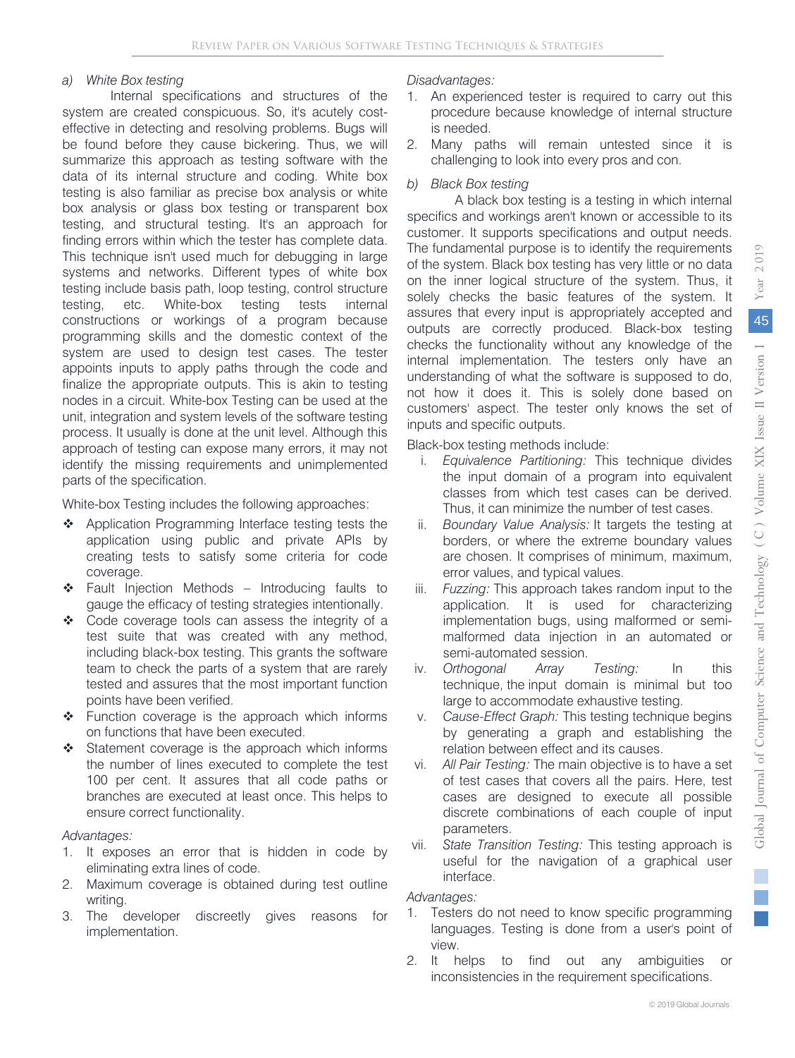*a) White Box testing*

Internal specifications and structures of the system are created conspicuous. So, it's acutely cost-effective in detecting and resolving problems. Bugs will be found before they cause bickering. Thus, we will summarize this approach as testing software with the data of its internal structure and coding. White box testing is also familiar as precise box analysis or white box analysis or glass box testing or transparent box testing, and structural testing. It's an approach for finding errors within which the tester has complete data. This technique isn't used much for debugging in large systems and networks. Different types of white box testing include basis path, loop testing, control structure testing, etc. White-box testing tests internal constructions or workings of a program because programming skills and the domestic context of the system are used to design test cases. The tester appoints inputs to apply paths through the code and finalize the appropriate outputs. This is akin to testing nodes in a circuit. White-box Testing can be used at the unit, integration and system levels of the software testing process. It usually is done at the unit level. Although this approach of testing can expose many errors, it may not identify the missing requirements and unimplemented parts of the specification.

White-box Testing includes the following approaches:

- Application Programming Interface testing tests the application using public and private APIs by creating tests to satisfy some criteria for code coverage.
- Fault Injection Methods – Introducing faults to gauge the efficacy of testing strategies intentionally.
- Code coverage tools can assess the integrity of a test suite that was created with any method, including black-box testing. This grants the software team to check the parts of a system that are rarely tested and assures that the most important function points have been verified.
- Function coverage is the approach which informs on functions that have been executed.
- Statement coverage is the approach which informs the number of lines executed to complete the test 100 per cent. It assures that all code paths or branches are executed at least once. This helps to ensure correct functionality.

*Advantages:*

1. It exposes an error that is hidden in code by eliminating extra lines of code.
2. Maximum coverage is obtained during test outline writing.
3. The developer discreetly gives reasons for implementation.

*Disadvantages:*

1. An experienced tester is required to carry out this procedure because knowledge of internal structure is needed.
2. Many paths will remain untested since it is challenging to look into every pros and con.

*b) Black Box testing*

A black box testing is a testing in which internal specifics and workings aren't known or accessible to its customer. It supports specifications and output needs. The fundamental purpose is to identify the requirements of the system. Black box testing has very little or no data on the inner logical structure of the system. Thus, it solely checks the basic features of the system. It assures that every input is appropriately accepted and outputs are correctly produced. Black-box testing checks the functionality without any knowledge of the internal implementation. The testers only have an understanding of what the software is supposed to do, not how it does it. This is solely done based on customers' aspect. The tester only knows the set of inputs and specific outputs.

Black-box testing methods include:

i. *Equivalence Partitioning:* This technique divides the input domain of a program into equivalent classes from which test cases can be derived. Thus, it can minimize the number of test cases.
ii. *Boundary Value Analysis:* It targets the testing at borders, or where the extreme boundary values are chosen. It comprises of minimum, maximum, error values, and typical values.
iii. *Fuzzing:* This approach takes random input to the application. It is used for characterizing implementation bugs, using malformed or semi-malformed data injection in an automated or semi-automated session.
iv. *Orthogonal Array Testing:* In this technique, the input domain is minimal but too large to accommodate exhaustive testing.
v. *Cause-Effect Graph:* This testing technique begins by generating a graph and establishing the relation between effect and its causes.
vi. *All Pair Testing:* The main objective is to have a set of test cases that covers all the pairs. Here, test cases are designed to execute all possible discrete combinations of each couple of input parameters.
vii. *State Transition Testing:* This testing approach is useful for the navigation of a graphical user interface.

*Advantages:*

1. Testers do not need to know specific programming languages. Testing is done from a user's point of view.
2. It helps to find out any ambiguities or inconsistencies in the requirement specifications.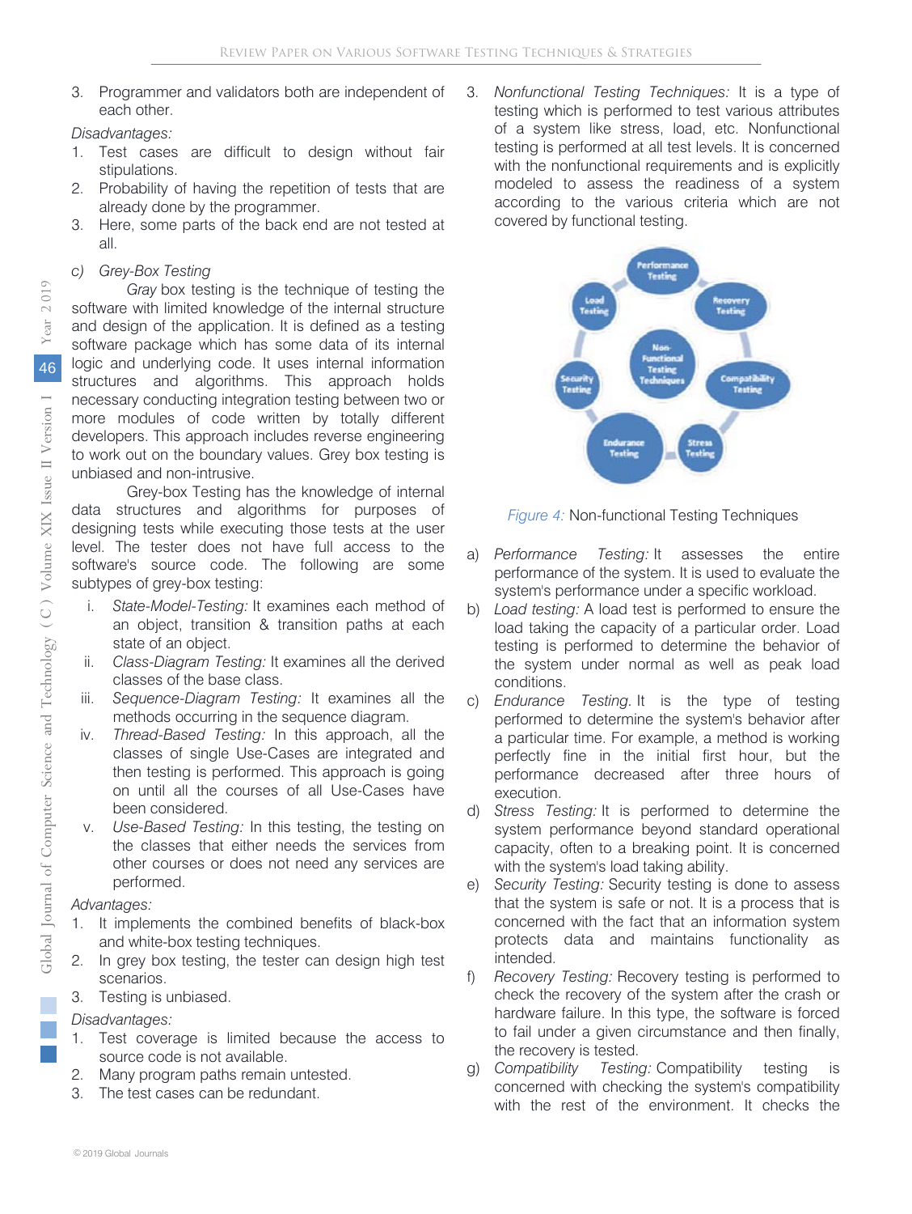3. Programmer and validators both are independent of each other.

*Disadvantages:*

1. Test cases are difficult to design without fair stipulations.
2. Probability of having the repetition of tests that are already done by the programmer.
3. Here, some parts of the back end are not tested at all.

*c) Grey-Box Testing*

*Gray* box testing is the technique of testing the software with limited knowledge of the internal structure and design of the application. It is defined as a testing software package which has some data of its internal logic and underlying code. It uses internal information structures and algorithms. This approach holds necessary conducting integration testing between two or more modules of code written by totally different developers. This approach includes reverse engineering to work out on the boundary values. Grey box testing is unbiased and non-intrusive.

Grey-box Testing has the knowledge of internal data structures and algorithms for purposes of designing tests while executing those tests at the user level. The tester does not have full access to the software's source code. The following are some subtypes of grey-box testing:

i. *State-Model-Testing:* It examines each method of an object, transition & transition paths at each state of an object.
ii. *Class-Diagram Testing:* It examines all the derived classes of the base class.
iii. *Sequence-Diagram Testing:* It examines all the methods occurring in the sequence diagram.
iv. *Thread-Based Testing:* In this approach, all the classes of single Use-Cases are integrated and then testing is performed. This approach is going on until all the courses of all Use-Cases have been considered.
v. *Use-Based Testing:* In this testing, the testing on the classes that either needs the services from other courses or does not need any services are performed.

*Advantages:*

1. It implements the combined benefits of black-box and white-box testing techniques.
2. In grey box testing, the tester can design high test scenarios.
3. Testing is unbiased.

*Disadvantages:*

1. Test coverage is limited because the access to source code is not available.
2. Many program paths remain untested.
3. The test cases can be redundant.

3. *Nonfunctional Testing Techniques:* It is a type of testing which is performed to test various attributes of a system like stress, load, etc. Nonfunctional testing is performed at all test levels. It is concerned with the nonfunctional requirements and is explicitly modeled to assess the readiness of a system according to the various criteria which are not covered by functional testing.

*Figure 4:* Non-functional Testing Techniques

a) *Performance Testing:* It assesses the entire performance of the system. It is used to evaluate the system's performance under a specific workload.
b) *Load testing:* A load test is performed to ensure the load taking the capacity of a particular order. Load testing is performed to determine the behavior of the system under normal as well as peak load conditions.
c) *Endurance Testing.* It is the type of testing performed to determine the system's behavior after a particular time. For example, a method is working perfectly fine in the initial first hour, but the performance decreased after three hours of execution.
d) *Stress Testing:* It is performed to determine the system performance beyond standard operational capacity, often to a breaking point. It is concerned with the system's load taking ability.
e) *Security Testing:* Security testing is done to assess that the system is safe or not. It is a process that is concerned with the fact that an information system protects data and maintains functionality as intended.
f) *Recovery Testing:* Recovery testing is performed to check the recovery of the system after the crash or hardware failure. In this type, the software is forced to fail under a given circumstance and then finally, the recovery is tested.
g) *Compatibility Testing:* Compatibility testing is concerned with checking the system's compatibility with the rest of the environment. It checks the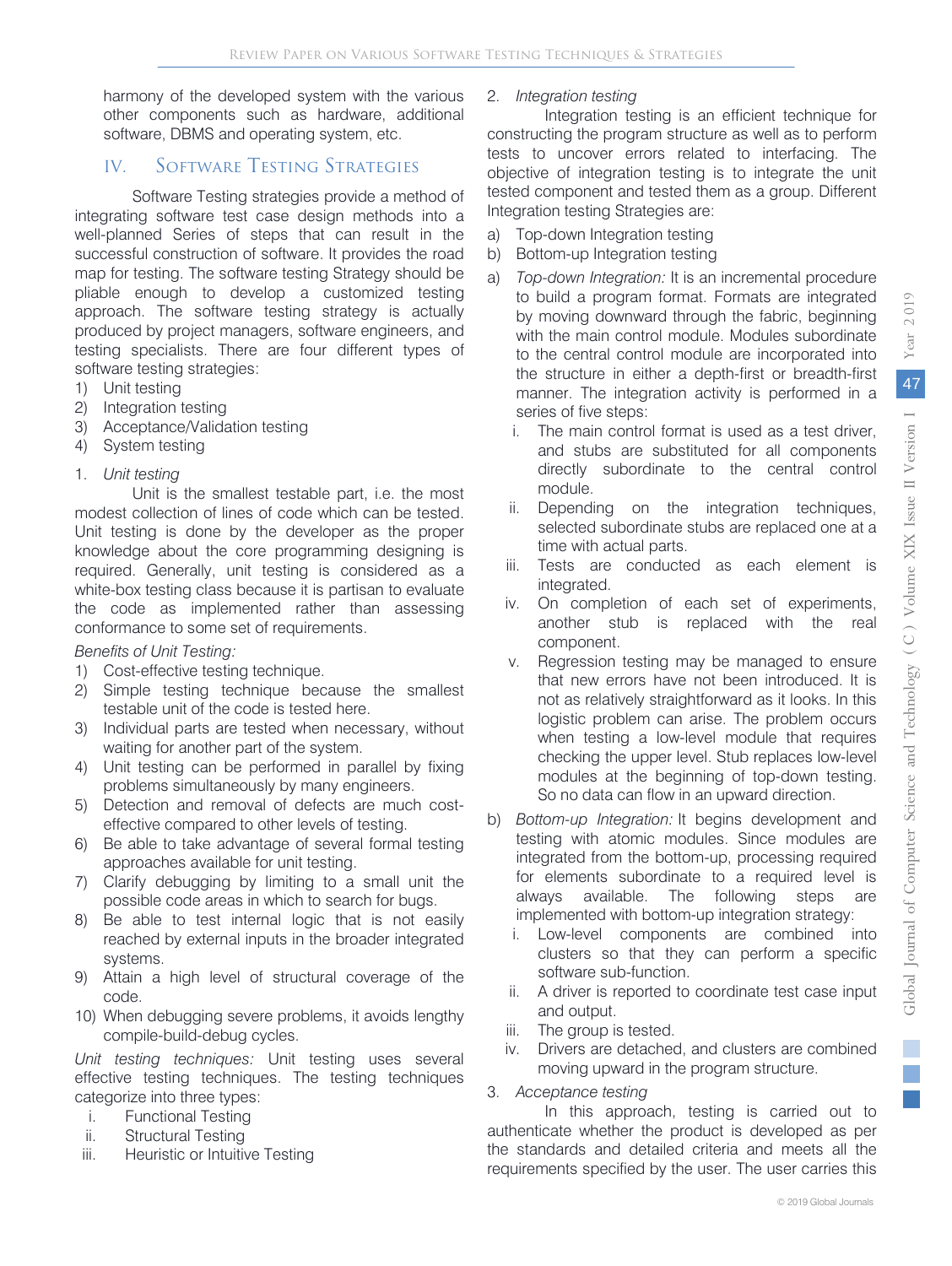harmony of the developed system with the various other components such as hardware, additional software, DBMS and operating system, etc.

## IV. Software Testing Strategies

Software Testing strategies provide a method of integrating software test case design methods into a well-planned Series of steps that can result in the successful construction of software. It provides the road map for testing. The software testing Strategy should be pliable enough to develop a customized testing approach. The software testing strategy is actually produced by project managers, software engineers, and testing specialists. There are four different types of software testing strategies:

1) Unit testing
2) Integration testing
3) Acceptance/Validation testing
4) System testing

### 1. *Unit testing*

Unit is the smallest testable part, i.e. the most modest collection of lines of code which can be tested. Unit testing is done by the developer as the proper knowledge about the core programming designing is required. Generally, unit testing is considered as a white-box testing class because it is partisan to evaluate the code as implemented rather than assessing conformance to some set of requirements.

*Benefits of Unit Testing:*

1) Cost-effective testing technique.
2) Simple testing technique because the smallest testable unit of the code is tested here.
3) Individual parts are tested when necessary, without waiting for another part of the system.
4) Unit testing can be performed in parallel by fixing problems simultaneously by many engineers.
5) Detection and removal of defects are much cost-effective compared to other levels of testing.
6) Be able to take advantage of several formal testing approaches available for unit testing.
7) Clarify debugging by limiting to a small unit the possible code areas in which to search for bugs.
8) Be able to test internal logic that is not easily reached by external inputs in the broader integrated systems.
9) Attain a high level of structural coverage of the code.
10) When debugging severe problems, it avoids lengthy compile-build-debug cycles.

*Unit testing techniques:* Unit testing uses several effective testing techniques. The testing techniques categorize into three types:

i. Functional Testing
ii. Structural Testing
iii. Heuristic or Intuitive Testing

### 2. *Integration testing*

Integration testing is an efficient technique for constructing the program structure as well as to perform tests to uncover errors related to interfacing. The objective of integration testing is to integrate the unit tested component and tested them as a group. Different Integration testing Strategies are:

a) Top-down Integration testing
b) Bottom-up Integration testing

a) *Top-down Integration:* It is an incremental procedure to build a program format. Formats are integrated by moving downward through the fabric, beginning with the main control module. Modules subordinate to the central control module are incorporated into the structure in either a depth-first or breadth-first manner. The integration activity is performed in a series of five steps:
   i. The main control format is used as a test driver, and stubs are substituted for all components directly subordinate to the central control module.
   ii. Depending on the integration techniques, selected subordinate stubs are replaced one at a time with actual parts.
   iii. Tests are conducted as each element is integrated.
   iv. On completion of each set of experiments, another stub is replaced with the real component.
   v. Regression testing may be managed to ensure that new errors have not been introduced. It is not as relatively straightforward as it looks. In this logistic problem can arise. The problem occurs when testing a low-level module that requires checking the upper level. Stub replaces low-level modules at the beginning of top-down testing. So no data can flow in an upward direction.

b) *Bottom-up Integration:* It begins development and testing with atomic modules. Since modules are integrated from the bottom-up, processing required for elements subordinate to a required level is always available. The following steps are implemented with bottom-up integration strategy:
   i. Low-level components are combined into clusters so that they can perform a specific software sub-function.
   ii. A driver is reported to coordinate test case input and output.
   iii. The group is tested.
   iv. Drivers are detached, and clusters are combined moving upward in the program structure.

### 3. *Acceptance testing*

In this approach, testing is carried out to authenticate whether the product is developed as per the standards and detailed criteria and meets all the requirements specified by the user. The user carries this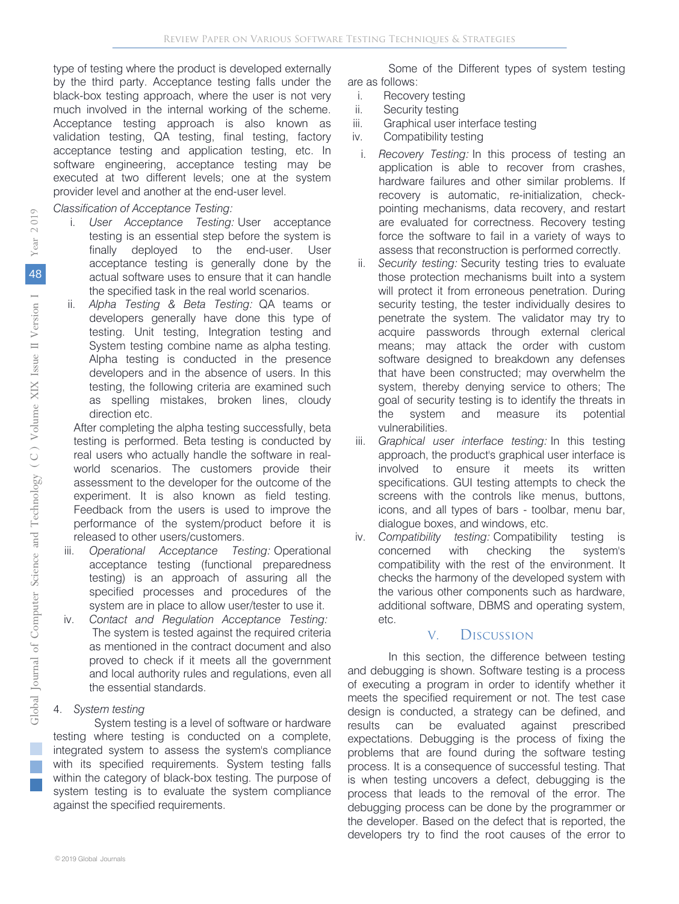type of testing where the product is developed externally by the third party. Acceptance testing falls under the black-box testing approach, where the user is not very much involved in the internal working of the scheme. Acceptance testing approach is also known as validation testing, QA testing, final testing, factory acceptance testing and application testing, etc. In software engineering, acceptance testing may be executed at two different levels; one at the system provider level and another at the end-user level.

*Classification of Acceptance Testing:*

i. *User Acceptance Testing:* User acceptance testing is an essential step before the system is finally deployed to the end-user. User acceptance testing is generally done by the actual software uses to ensure that it can handle the specified task in the real world scenarios.

ii. *Alpha Testing & Beta Testing:* QA teams or developers generally have done this type of testing. Unit testing, Integration testing and System testing combine name as alpha testing. Alpha testing is conducted in the presence developers and in the absence of users. In this testing, the following criteria are examined such as spelling mistakes, broken lines, cloudy direction etc.

   After completing the alpha testing successfully, beta testing is performed. Beta testing is conducted by real users who actually handle the software in real-world scenarios. The customers provide their assessment to the developer for the outcome of the experiment. It is also known as field testing. Feedback from the users is used to improve the performance of the system/product before it is released to other users/customers.

iii. *Operational Acceptance Testing:* Operational acceptance testing (functional preparedness testing) is an approach of assuring all the specified processes and procedures of the system are in place to allow user/tester to use it.

iv. *Contact and Regulation Acceptance Testing:* The system is tested against the required criteria as mentioned in the contract document and also proved to check if it meets all the government and local authority rules and regulations, even all the essential standards.

4. *System testing*

System testing is a level of software or hardware testing where testing is conducted on a complete, integrated system to assess the system's compliance with its specified requirements. System testing falls within the category of black-box testing. The purpose of system testing is to evaluate the system compliance against the specified requirements.

Some of the Different types of system testing are as follows:

i. Recovery testing
ii. Security testing
iii. Graphical user interface testing
iv. Compatibility testing

i. *Recovery Testing:* In this process of testing an application is able to recover from crashes, hardware failures and other similar problems. If recovery is automatic, re-initialization, check-pointing mechanisms, data recovery, and restart are evaluated for correctness. Recovery testing force the software to fail in a variety of ways to assess that reconstruction is performed correctly.

ii. *Security testing:* Security testing tries to evaluate those protection mechanisms built into a system will protect it from erroneous penetration. During security testing, the tester individually desires to penetrate the system. The validator may try to acquire passwords through external clerical means; may attack the order with custom software designed to breakdown any defenses that have been constructed; may overwhelm the system, thereby denying service to others; The goal of security testing is to identify the threats in the system and measure its potential vulnerabilities.

iii. *Graphical user interface testing:* In this testing approach, the product's graphical user interface is involved to ensure it meets its written specifications. GUI testing attempts to check the screens with the controls like menus, buttons, icons, and all types of bars - toolbar, menu bar, dialogue boxes, and windows, etc.

iv. *Compatibility testing:* Compatibility testing is concerned with checking the system's compatibility with the rest of the environment. It checks the harmony of the developed system with the various other components such as hardware, additional software, DBMS and operating system, etc.

## V. Discussion

In this section, the difference between testing and debugging is shown. Software testing is a process of executing a program in order to identify whether it meets the specified requirement or not. The test case design is conducted, a strategy can be defined, and results can be evaluated against prescribed expectations. Debugging is the process of fixing the problems that are found during the software testing process. It is a consequence of successful testing. That is when testing uncovers a defect, debugging is the process that leads to the removal of the error. The debugging process can be done by the programmer or the developer. Based on the defect that is reported, the developers try to find the root causes of the error to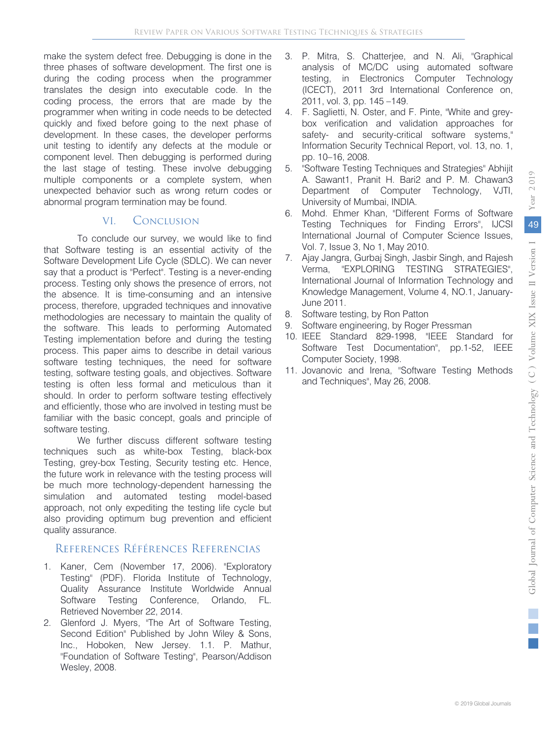make the system defect free. Debugging is done in the three phases of software development. The first one is during the coding process when the programmer translates the design into executable code. In the coding process, the errors that are made by the programmer when writing in code needs to be detected quickly and fixed before going to the next phase of development. In these cases, the developer performs unit testing to identify any defects at the module or component level. Then debugging is performed during the last stage of testing. These involve debugging multiple components or a complete system, when unexpected behavior such as wrong return codes or abnormal program termination may be found.

## VI. Conclusion

To conclude our survey, we would like to find that Software testing is an essential activity of the Software Development Life Cycle (SDLC). We can never say that a product is "Perfect". Testing is a never-ending process. Testing only shows the presence of errors, not the absence. It is time-consuming and an intensive process, therefore, upgraded techniques and innovative methodologies are necessary to maintain the quality of the software. This leads to performing Automated Testing implementation before and during the testing process. This paper aims to describe in detail various software testing techniques, the need for software testing, software testing goals, and objectives. Software testing is often less formal and meticulous than it should. In order to perform software testing effectively and efficiently, those who are involved in testing must be familiar with the basic concept, goals and principle of software testing.

We further discuss different software testing techniques such as white-box Testing, black-box Testing, grey-box Testing, Security testing etc. Hence, the future work in relevance with the testing process will be much more technology-dependent harnessing the simulation and automated testing model-based approach, not only expediting the testing life cycle but also providing optimum bug prevention and efficient quality assurance.

## References Références Referencias

1. Kaner, Cem (November 17, 2006). "Exploratory Testing" (PDF). Florida Institute of Technology, Quality Assurance Institute Worldwide Annual Software Testing Conference, Orlando, FL. Retrieved November 22, 2014.
2. Glenford J. Myers, "The Art of Software Testing, Second Edition" Published by John Wiley & Sons, Inc., Hoboken, New Jersey. 1.1. P. Mathur, "Foundation of Software Testing", Pearson/Addison Wesley, 2008.
3. P. Mitra, S. Chatterjee, and N. Ali, "Graphical analysis of MC/DC using automated software testing, in Electronics Computer Technology (ICECT), 2011 3rd International Conference on, 2011, vol. 3, pp. 145 –149.
4. F. Saglietti, N. Oster, and F. Pinte, "White and grey-box verification and validation approaches for safety- and security-critical software systems," Information Security Technical Report, vol. 13, no. 1, pp. 10–16, 2008.
5. "Software Testing Techniques and Strategies" Abhijit A. Sawant1, Pranit H. Bari2 and P. M. Chawan3 Department of Computer Technology, VJTI, University of Mumbai, INDIA.
6. Mohd. Ehmer Khan, "Different Forms of Software Testing Techniques for Finding Errors", IJCSI International Journal of Computer Science Issues, Vol. 7, Issue 3, No 1, May 2010.
7. Ajay Jangra, Gurbaj Singh, Jasbir Singh, and Rajesh Verma, "EXPLORING TESTING STRATEGIES", International Journal of Information Technology and Knowledge Management, Volume 4, NO.1, January-June 2011.
8. Software testing, by Ron Patton
9. Software engineering, by Roger Pressman
10. IEEE Standard 829-1998, "IEEE Standard for Software Test Documentation", pp.1-52, IEEE Computer Society, 1998.
11. Jovanovic and Irena, "Software Testing Methods and Techniques", May 26, 2008.